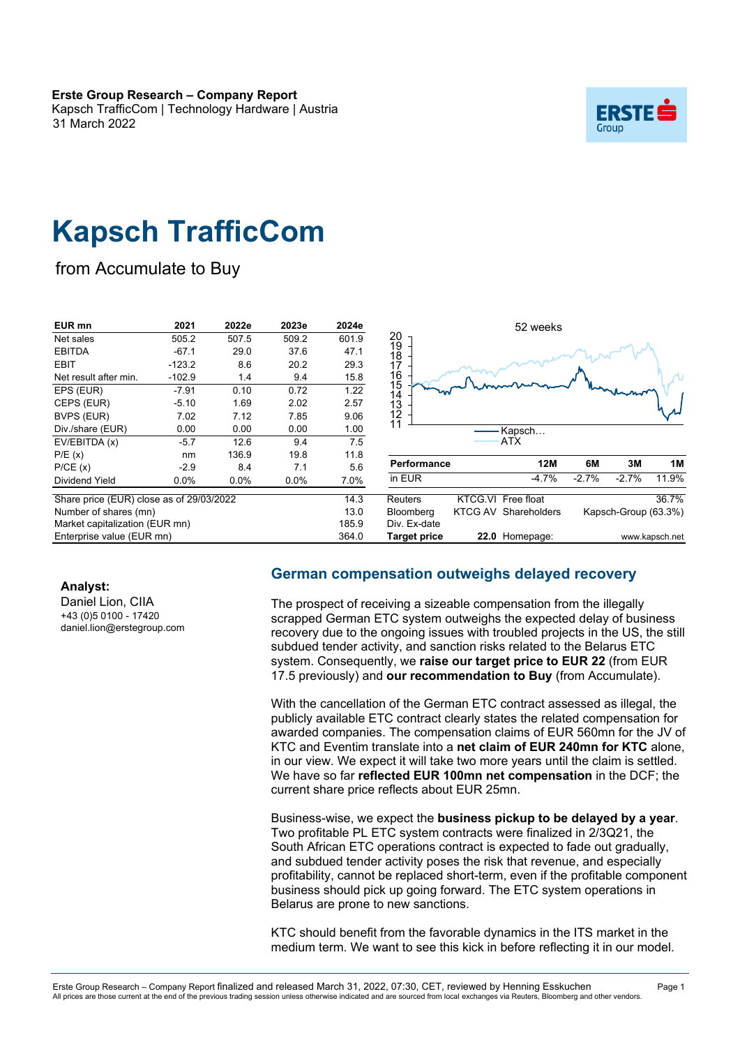**Erste Group Research – Company Report**
Kapsch TrafficCom | Technology Hardware | Austria
31 March 2022

# Kapsch TrafficCom

## from Accumulate to Buy

| EUR mn | 2021 | 2022e | 2023e | 2024e |
|---|---|---|---|---|
| Net sales | 505.2 | 507.5 | 509.2 | 601.9 |
| EBITDA | -67.1 | 29.0 | 37.6 | 47.1 |
| EBIT | -123.2 | 8.6 | 20.2 | 29.3 |
| Net result after min. | -102.9 | 1.4 | 9.4 | 15.8 |
| EPS (EUR) | -7.91 | 0.10 | 0.72 | 1.22 |
| CEPS (EUR) | -5.10 | 1.69 | 2.02 | 2.57 |
| BVPS (EUR) | 7.02 | 7.12 | 7.85 | 9.06 |
| Div./share (EUR) | 0.00 | 0.00 | 0.00 | 1.00 |
| EV/EBITDA (x) | -5.7 | 12.6 | 9.4 | 7.5 |
| P/E (x) | nm | 136.9 | 19.8 | 11.8 |
| P/CE (x) | -2.9 | 8.4 | 7.1 | 5.6 |
| Dividend Yield | 0.0% | 0.0% | 0.0% | 7.0% |

| | |
|---|---|
| Share price (EUR) close as of 29/03/2022 | 14.3 |
| Number of shares (mn) | 13.0 |
| Market capitalization (EUR mn) | 185.9 |
| Enterprise value (EUR mn) | 364.0 |

52 weeks

| Performance | 12M | 6M | 3M | 1M |
|---|---|---|---|---|
| in EUR | -4.7% | -2.7% | -2.7% | 11.9% |

| | | | |
|---|---|---|---|
| Reuters | KTCG.VI | Free float | 36.7% |
| Bloomberg | KTCG AV | Shareholders | Kapsch-Group (63.3%) |
| Div. Ex-date | | | |
| **Target price** | **22.0** | Homepage: | www.kapsch.net |

**Analyst:**
Daniel Lion, CIIA
+43 (0)5 0100 - 17420
daniel.lion@erstegroup.com

## German compensation outweighs delayed recovery

The prospect of receiving a sizeable compensation from the illegally scrapped German ETC system outweighs the expected delay of business recovery due to the ongoing issues with troubled projects in the US, the still subdued tender activity, and sanction risks related to the Belarus ETC system. Consequently, we **raise our target price to EUR 22** (from EUR 17.5 previously) and **our recommendation to Buy** (from Accumulate).

With the cancellation of the German ETC contract assessed as illegal, the publicly available ETC contract clearly states the related compensation for awarded companies. The compensation claims of EUR 560mn for the JV of KTC and Eventim translate into a **net claim of EUR 240mn for KTC** alone, in our view. We expect it will take two more years until the claim is settled. We have so far **reflected EUR 100mn net compensation** in the DCF; the current share price reflects about EUR 25mn.

Business-wise, we expect the **business pickup to be delayed by a year**. Two profitable PL ETC system contracts were finalized in 2/3Q21, the South African ETC operations contract is expected to fade out gradually, and subdued tender activity poses the risk that revenue, and especially profitability, cannot be replaced short-term, even if the profitable component business should pick up going forward. The ETC system operations in Belarus are prone to new sanctions.

KTC should benefit from the favorable dynamics in the ITS market in the medium term. We want to see this kick in before reflecting it in our model.

Erste Group Research – Company Report finalized and released March 31, 2022, 07:30, CET, reviewed by Henning Esskuchen
All prices are those current at the end of the previous trading session unless otherwise indicated and are sourced from local exchanges via Reuters, Bloomberg and other vendors.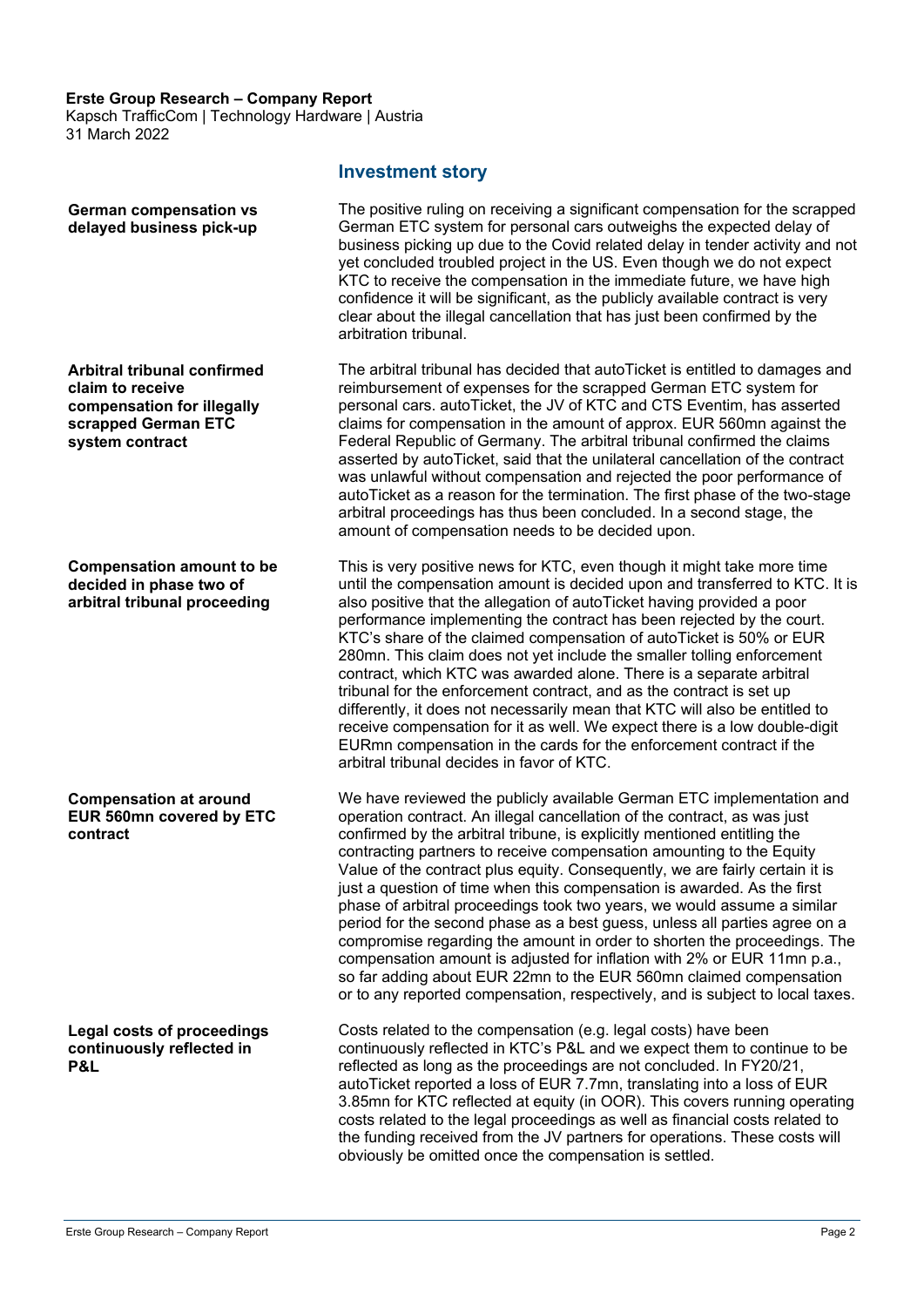## Investment story

**German compensation vs delayed business pick-up**

The positive ruling on receiving a significant compensation for the scrapped German ETC system for personal cars outweighs the expected delay of business picking up due to the Covid related delay in tender activity and not yet concluded troubled project in the US. Even though we do not expect KTC to receive the compensation in the immediate future, we have high confidence it will be significant, as the publicly available contract is very clear about the illegal cancellation that has just been confirmed by the arbitration tribunal.

**Arbitral tribunal confirmed claim to receive compensation for illegally scrapped German ETC system contract**

The arbitral tribunal has decided that autoTicket is entitled to damages and reimbursement of expenses for the scrapped German ETC system for personal cars. autoTicket, the JV of KTC and CTS Eventim, has asserted claims for compensation in the amount of approx. EUR 560mn against the Federal Republic of Germany. The arbitral tribunal confirmed the claims asserted by autoTicket, said that the unilateral cancellation of the contract was unlawful without compensation and rejected the poor performance of autoTicket as a reason for the termination. The first phase of the two-stage arbitral proceedings has thus been concluded. In a second stage, the amount of compensation needs to be decided upon.

**Compensation amount to be decided in phase two of arbitral tribunal proceeding**

This is very positive news for KTC, even though it might take more time until the compensation amount is decided upon and transferred to KTC. It is also positive that the allegation of autoTicket having provided a poor performance implementing the contract has been rejected by the court. KTC's share of the claimed compensation of autoTicket is 50% or EUR 280mn. This claim does not yet include the smaller tolling enforcement contract, which KTC was awarded alone. There is a separate arbitral tribunal for the enforcement contract, and as the contract is set up differently, it does not necessarily mean that KTC will also be entitled to receive compensation for it as well. We expect there is a low double-digit EURmn compensation in the cards for the enforcement contract if the arbitral tribunal decides in favor of KTC.

**Compensation at around EUR 560mn covered by ETC contract**

We have reviewed the publicly available German ETC implementation and operation contract. An illegal cancellation of the contract, as was just confirmed by the arbitral tribune, is explicitly mentioned entitling the contracting partners to receive compensation amounting to the Equity Value of the contract plus equity. Consequently, we are fairly certain it is just a question of time when this compensation is awarded. As the first phase of arbitral proceedings took two years, we would assume a similar period for the second phase as a best guess, unless all parties agree on a compromise regarding the amount in order to shorten the proceedings. The compensation amount is adjusted for inflation with 2% or EUR 11mn p.a., so far adding about EUR 22mn to the EUR 560mn claimed compensation or to any reported compensation, respectively, and is subject to local taxes.

**Legal costs of proceedings continuously reflected in P&L**

Costs related to the compensation (e.g. legal costs) have been continuously reflected in KTC's P&L and we expect them to continue to be reflected as long as the proceedings are not concluded. In FY20/21, autoTicket reported a loss of EUR 7.7mn, translating into a loss of EUR 3.85mn for KTC reflected at equity (in OOR). This covers running operating costs related to the legal proceedings as well as financial costs related to the funding received from the JV partners for operations. These costs will obviously be omitted once the compensation is settled.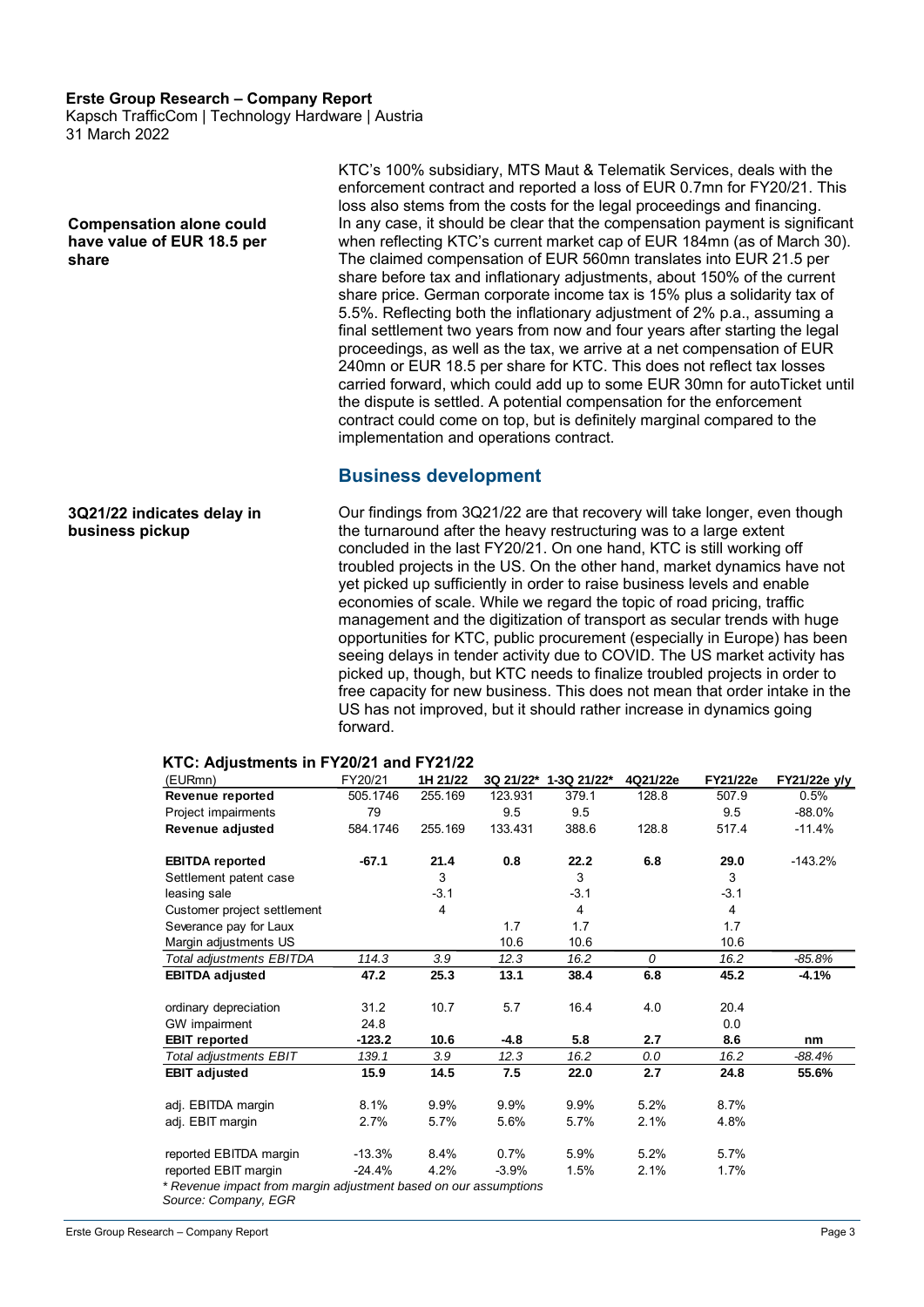**Erste Group Research – Company Report**
Kapsch TrafficCom | Technology Hardware | Austria
31 March 2022

KTC's 100% subsidiary, MTS Maut & Telematik Services, deals with the enforcement contract and reported a loss of EUR 0.7mn for FY20/21. This loss also stems from the costs for the legal proceedings and financing.

**Compensation alone could have value of EUR 18.5 per share**

In any case, it should be clear that the compensation payment is significant when reflecting KTC's current market cap of EUR 184mn (as of March 30). The claimed compensation of EUR 560mn translates into EUR 21.5 per share before tax and inflationary adjustments, about 150% of the current share price. German corporate income tax is 15% plus a solidarity tax of 5.5%. Reflecting both the inflationary adjustment of 2% p.a., assuming a final settlement two years from now and four years after starting the legal proceedings, as well as the tax, we arrive at a net compensation of EUR 240mn or EUR 18.5 per share for KTC. This does not reflect tax losses carried forward, which could add up to some EUR 30mn for autoTicket until the dispute is settled. A potential compensation for the enforcement contract could come on top, but is definitely marginal compared to the implementation and operations contract.

## Business development

**3Q21/22 indicates delay in business pickup**

Our findings from 3Q21/22 are that recovery will take longer, even though the turnaround after the heavy restructuring was to a large extent concluded in the last FY20/21. On one hand, KTC is still working off troubled projects in the US. On the other hand, market dynamics have not yet picked up sufficiently in order to raise business levels and enable economies of scale. While we regard the topic of road pricing, traffic management and the digitization of transport as secular trends with huge opportunities for KTC, public procurement (especially in Europe) has been seeing delays in tender activity due to COVID. The US market activity has picked up, though, but KTC needs to finalize troubled projects in order to free capacity for new business. This does not mean that order intake in the US has not improved, but it should rather increase in dynamics going forward.

**KTC: Adjustments in FY20/21 and FY21/22**

| (EURmn) | FY20/21 | 1H 21/22 | 3Q 21/22* | 1-3Q 21/22* | 4Q21/22e | FY21/22e | FY21/22e y/y |
|---|---|---|---|---|---|---|---|
| **Revenue reported** | 505.1746 | 255.169 | 123.931 | 379.1 | 128.8 | 507.9 | 0.5% |
| Project impairments | 79 | | 9.5 | 9.5 | | 9.5 | -88.0% |
| **Revenue adjusted** | 584.1746 | 255.169 | 133.431 | 388.6 | 128.8 | 517.4 | -11.4% |
| | | | | | | | |
| **EBITDA reported** | **-67.1** | **21.4** | **0.8** | **22.2** | **6.8** | **29.0** | -143.2% |
| Settlement patent case | | 3 | | 3 | | 3 | |
| leasing sale | | -3.1 | | -3.1 | | -3.1 | |
| Customer project settlement | | 4 | | 4 | | 4 | |
| Severance pay for Laux | | | 1.7 | 1.7 | | 1.7 | |
| Margin adjustments US | | | 10.6 | 10.6 | | 10.6 | |
| *Total adjustments EBITDA* | *114.3* | *3.9* | *12.3* | *16.2* | *0* | *16.2* | *-85.8%* |
| **EBITDA adjusted** | **47.2** | **25.3** | **13.1** | **38.4** | **6.8** | **45.2** | **-4.1%** |
| | | | | | | | |
| ordinary depreciation | 31.2 | 10.7 | 5.7 | 16.4 | 4.0 | 20.4 | |
| GW impairment | 24.8 | | | | | 0.0 | |
| **EBIT reported** | **-123.2** | **10.6** | **-4.8** | **5.8** | **2.7** | **8.6** | **nm** |
| *Total adjustments EBIT* | *139.1* | *3.9* | *12.3* | *16.2* | *0.0* | *16.2* | *-88.4%* |
| **EBIT adjusted** | **15.9** | **14.5** | **7.5** | **22.0** | **2.7** | **24.8** | **55.6%** |
| | | | | | | | |
| adj. EBITDA margin | 8.1% | 9.9% | 9.9% | 9.9% | 5.2% | 8.7% | |
| adj. EBIT margin | 2.7% | 5.7% | 5.6% | 5.7% | 2.1% | 4.8% | |
| | | | | | | | |
| reported EBITDA margin | -13.3% | 8.4% | 0.7% | 5.9% | 5.2% | 5.7% | |
| reported EBIT margin | -24.4% | 4.2% | -3.9% | 1.5% | 2.1% | 1.7% | |

*\* Revenue impact from margin adjustment based on our assumptions*

*Source: Company, EGR*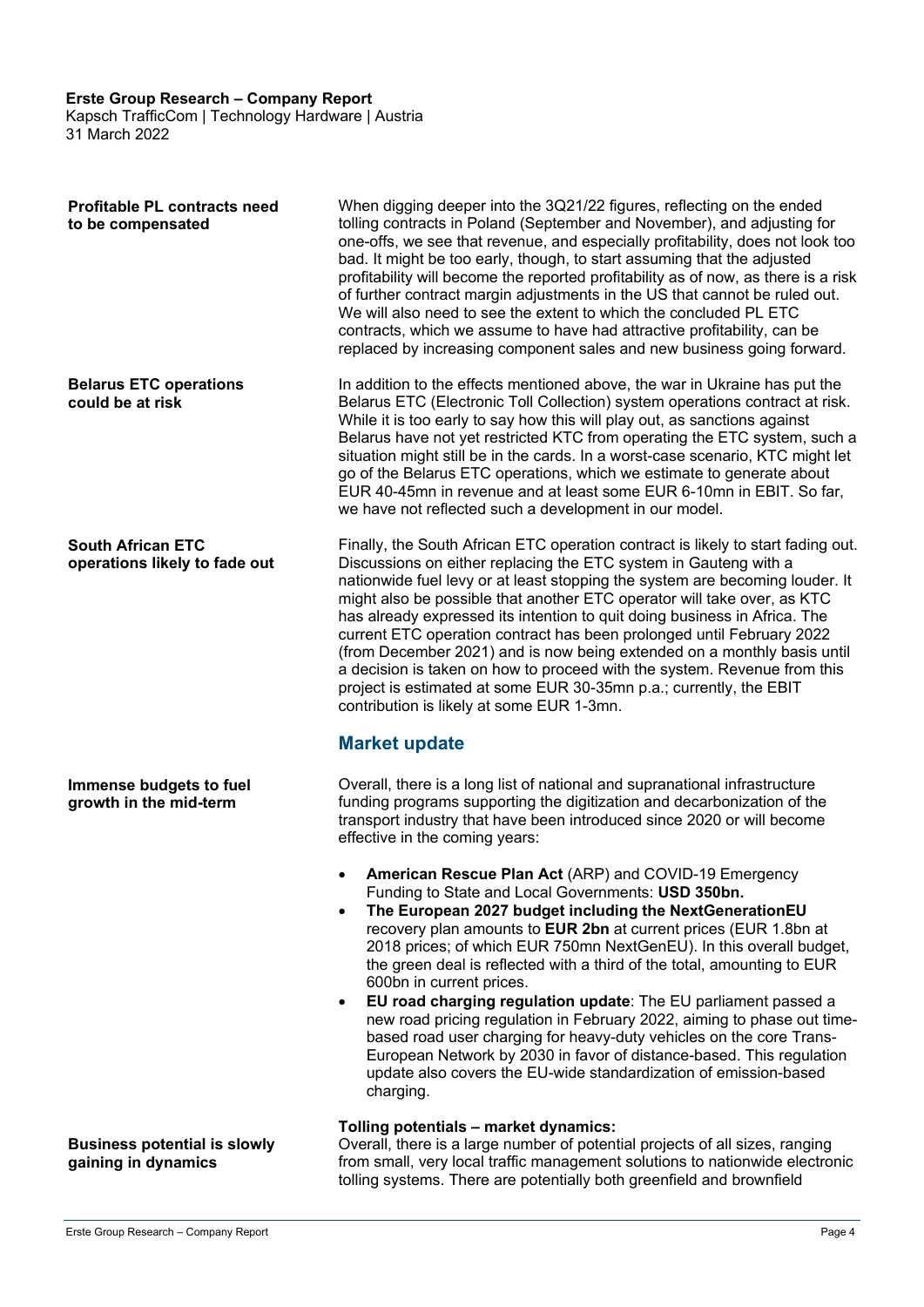**Profitable PL contracts need to be compensated**

When digging deeper into the 3Q21/22 figures, reflecting on the ended tolling contracts in Poland (September and November), and adjusting for one-offs, we see that revenue, and especially profitability, does not look too bad. It might be too early, though, to start assuming that the adjusted profitability will become the reported profitability as of now, as there is a risk of further contract margin adjustments in the US that cannot be ruled out. We will also need to see the extent to which the concluded PL ETC contracts, which we assume to have had attractive profitability, can be replaced by increasing component sales and new business going forward.

**Belarus ETC operations could be at risk**

In addition to the effects mentioned above, the war in Ukraine has put the Belarus ETC (Electronic Toll Collection) system operations contract at risk. While it is too early to say how this will play out, as sanctions against Belarus have not yet restricted KTC from operating the ETC system, such a situation might still be in the cards. In a worst-case scenario, KTC might let go of the Belarus ETC operations, which we estimate to generate about EUR 40-45mn in revenue and at least some EUR 6-10mn in EBIT. So far, we have not reflected such a development in our model.

**South African ETC operations likely to fade out**

Finally, the South African ETC operation contract is likely to start fading out. Discussions on either replacing the ETC system in Gauteng with a nationwide fuel levy or at least stopping the system are becoming louder. It might also be possible that another ETC operator will take over, as KTC has already expressed its intention to quit doing business in Africa. The current ETC operation contract has been prolonged until February 2022 (from December 2021) and is now being extended on a monthly basis until a decision is taken on how to proceed with the system. Revenue from this project is estimated at some EUR 30-35mn p.a.; currently, the EBIT contribution is likely at some EUR 1-3mn.

## Market update

**Immense budgets to fuel growth in the mid-term**

Overall, there is a long list of national and supranational infrastructure funding programs supporting the digitization and decarbonization of the transport industry that have been introduced since 2020 or will become effective in the coming years:

- **American Rescue Plan Act** (ARP) and COVID-19 Emergency Funding to State and Local Governments: **USD 350bn.**
- **The European 2027 budget including the NextGenerationEU** recovery plan amounts to **EUR 2bn** at current prices (EUR 1.8bn at 2018 prices; of which EUR 750mn NextGenEU). In this overall budget, the green deal is reflected with a third of the total, amounting to EUR 600bn in current prices.
- **EU road charging regulation update**: The EU parliament passed a new road pricing regulation in February 2022, aiming to phase out time-based road user charging for heavy-duty vehicles on the core Trans-European Network by 2030 in favor of distance-based. This regulation update also covers the EU-wide standardization of emission-based charging.

**Business potential is slowly gaining in dynamics**

**Tolling potentials – market dynamics:**
Overall, there is a large number of potential projects of all sizes, ranging from small, very local traffic management solutions to nationwide electronic tolling systems. There are potentially both greenfield and brownfield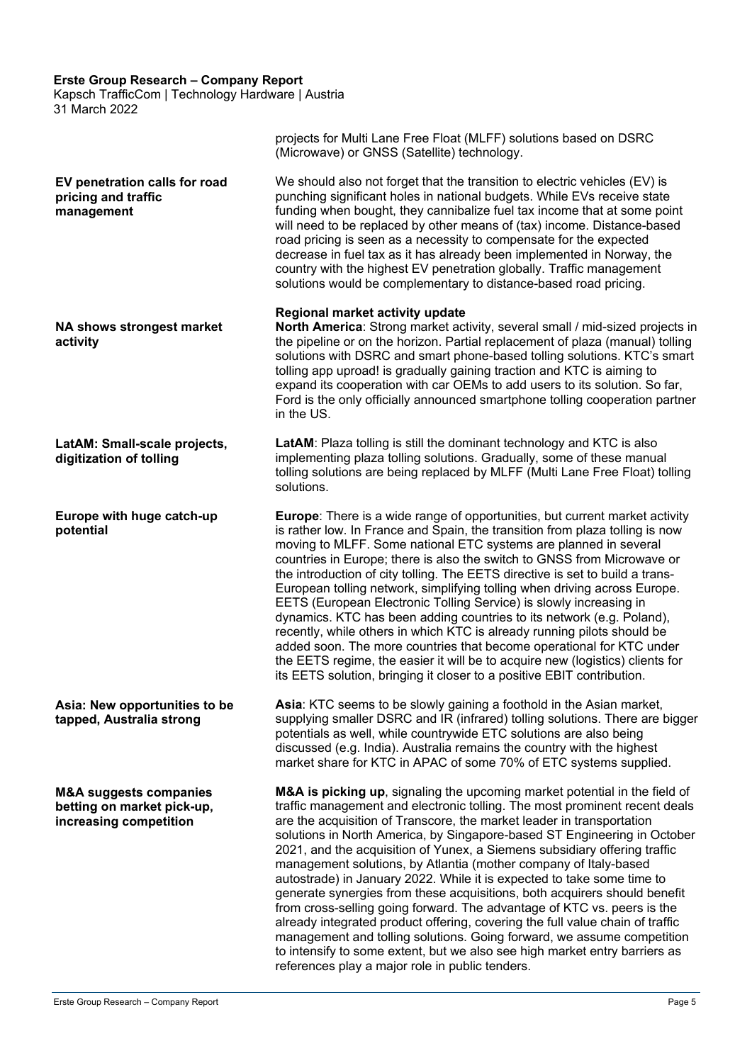projects for Multi Lane Free Float (MLFF) solutions based on DSRC (Microwave) or GNSS (Satellite) technology.

**EV penetration calls for road pricing and traffic management**

We should also not forget that the transition to electric vehicles (EV) is punching significant holes in national budgets. While EVs receive state funding when bought, they cannibalize fuel tax income that at some point will need to be replaced by other means of (tax) income. Distance-based road pricing is seen as a necessity to compensate for the expected decrease in fuel tax as it has already been implemented in Norway, the country with the highest EV penetration globally. Traffic management solutions would be complementary to distance-based road pricing.

**Regional market activity update**

**NA shows strongest market activity**

**North America**: Strong market activity, several small / mid-sized projects in the pipeline or on the horizon. Partial replacement of plaza (manual) tolling solutions with DSRC and smart phone-based tolling solutions. KTC's smart tolling app uproad! is gradually gaining traction and KTC is aiming to expand its cooperation with car OEMs to add users to its solution. So far, Ford is the only officially announced smartphone tolling cooperation partner in the US.

**LatAM: Small-scale projects, digitization of tolling**

**LatAM**: Plaza tolling is still the dominant technology and KTC is also implementing plaza tolling solutions. Gradually, some of these manual tolling solutions are being replaced by MLFF (Multi Lane Free Float) tolling solutions.

**Europe with huge catch-up potential**

**Europe**: There is a wide range of opportunities, but current market activity is rather low. In France and Spain, the transition from plaza tolling is now moving to MLFF. Some national ETC systems are planned in several countries in Europe; there is also the switch to GNSS from Microwave or the introduction of city tolling. The EETS directive is set to build a trans-European tolling network, simplifying tolling when driving across Europe. EETS (European Electronic Tolling Service) is slowly increasing in dynamics. KTC has been adding countries to its network (e.g. Poland), recently, while others in which KTC is already running pilots should be added soon. The more countries that become operational for KTC under the EETS regime, the easier it will be to acquire new (logistics) clients for its EETS solution, bringing it closer to a positive EBIT contribution.

**Asia: New opportunities to be tapped, Australia strong**

**Asia**: KTC seems to be slowly gaining a foothold in the Asian market, supplying smaller DSRC and IR (infrared) tolling solutions. There are bigger potentials as well, while countrywide ETC solutions are also being discussed (e.g. India). Australia remains the country with the highest market share for KTC in APAC of some 70% of ETC systems supplied.

**M&A suggests companies betting on market pick-up, increasing competition**

**M&A is picking up**, signaling the upcoming market potential in the field of traffic management and electronic tolling. The most prominent recent deals are the acquisition of Transcore, the market leader in transportation solutions in North America, by Singapore-based ST Engineering in October 2021, and the acquisition of Yunex, a Siemens subsidiary offering traffic management solutions, by Atlantia (mother company of Italy-based autostrade) in January 2022. While it is expected to take some time to generate synergies from these acquisitions, both acquirers should benefit from cross-selling going forward. The advantage of KTC vs. peers is the already integrated product offering, covering the full value chain of traffic management and tolling solutions. Going forward, we assume competition to intensify to some extent, but we also see high market entry barriers as references play a major role in public tenders.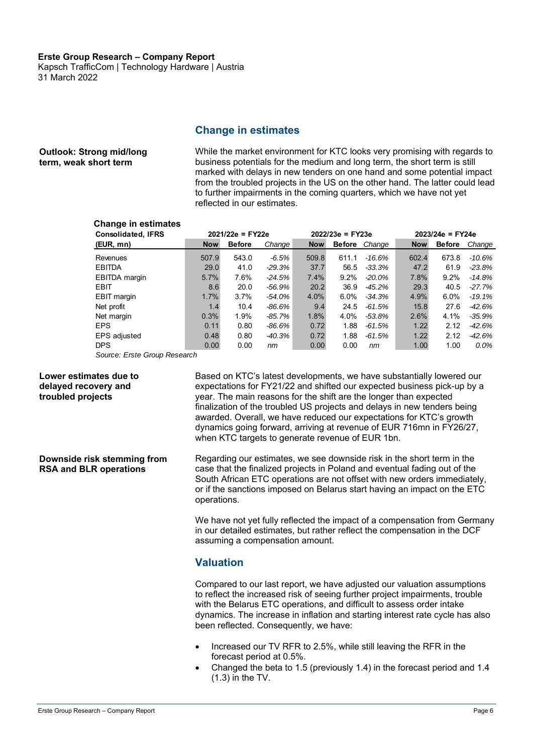## Change in estimates

**Outlook: Strong mid/long term, weak short term**

While the market environment for KTC looks very promising with regards to business potentials for the medium and long term, the short term is still marked with delays in new tenders on one hand and some potential impact from the troubled projects in the US on the other hand. The latter could lead to further impairments in the coming quarters, which we have not yet reflected in our estimates.

**Change in estimates**

| Consolidated, IFRS | 2021/22e = FY22e | | | 2022/23e = FY23e | | | 2023/24e = FY24e | | |
|---|---|---|---|---|---|---|---|---|---|
| (EUR, mn) | Now | Before | Change | Now | Before | Change | Now | Before | Change |
| Revenues | 507.9 | 543.0 | -6.5% | 509.8 | 611.1 | -16.6% | 602.4 | 673.8 | -10.6% |
| EBITDA | 29.0 | 41.0 | -29.3% | 37.7 | 56.5 | -33.3% | 47.2 | 61.9 | -23.8% |
| EBITDA margin | 5.7% | 7.6% | -24.5% | 7.4% | 9.2% | -20.0% | 7.8% | 9.2% | -14.8% |
| EBIT | 8.6 | 20.0 | -56.9% | 20.2 | 36.9 | -45.2% | 29.3 | 40.5 | -27.7% |
| EBIT margin | 1.7% | 3.7% | -54.0% | 4.0% | 6.0% | -34.3% | 4.9% | 6.0% | -19.1% |
| Net profit | 1.4 | 10.4 | -86.6% | 9.4 | 24.5 | -61.5% | 15.8 | 27.6 | -42.6% |
| Net margin | 0.3% | 1.9% | -85.7% | 1.8% | 4.0% | -53.8% | 2.6% | 4.1% | -35.9% |
| EPS | 0.11 | 0.80 | -86.6% | 0.72 | 1.88 | -61.5% | 1.22 | 2.12 | -42.6% |
| EPS adjusted | 0.48 | 0.80 | -40.3% | 0.72 | 1.88 | -61.5% | 1.22 | 2.12 | -42.6% |
| DPS | 0.00 | 0.00 | nm | 0.00 | 0.00 | nm | 1.00 | 1.00 | 0.0% |

*Source: Erste Group Research*

**Lower estimates due to delayed recovery and troubled projects**

Based on KTC's latest developments, we have substantially lowered our expectations for FY21/22 and shifted our expected business pick-up by a year. The main reasons for the shift are the longer than expected finalization of the troubled US projects and delays in new tenders being awarded. Overall, we have reduced our expectations for KTC's growth dynamics going forward, arriving at revenue of EUR 716mn in FY26/27, when KTC targets to generate revenue of EUR 1bn.

**Downside risk stemming from RSA and BLR operations**

Regarding our estimates, we see downside risk in the short term in the case that the finalized projects in Poland and eventual fading out of the South African ETC operations are not offset with new orders immediately, or if the sanctions imposed on Belarus start having an impact on the ETC operations.

We have not yet fully reflected the impact of a compensation from Germany in our detailed estimates, but rather reflect the compensation in the DCF assuming a compensation amount.

## Valuation

Compared to our last report, we have adjusted our valuation assumptions to reflect the increased risk of seeing further project impairments, trouble with the Belarus ETC operations, and difficult to assess order intake dynamics. The increase in inflation and starting interest rate cycle has also been reflected. Consequently, we have:

- Increased our TV RFR to 2.5%, while still leaving the RFR in the forecast period at 0.5%.
- Changed the beta to 1.5 (previously 1.4) in the forecast period and 1.4 (1.3) in the TV.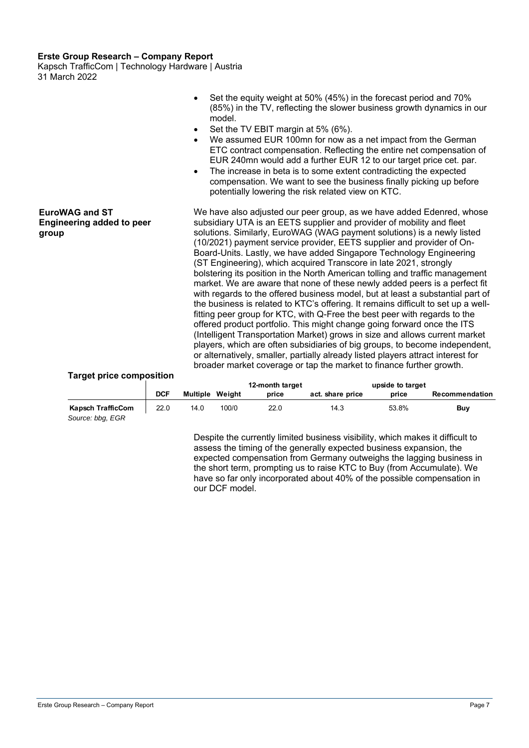- Set the equity weight at 50% (45%) in the forecast period and 70% (85%) in the TV, reflecting the slower business growth dynamics in our model.
- Set the TV EBIT margin at 5% (6%).
- We assumed EUR 100mn for now as a net impact from the German ETC contract compensation. Reflecting the entire net compensation of EUR 240mn would add a further EUR 12 to our target price cet. par.
- The increase in beta is to some extent contradicting the expected compensation. We want to see the business finally picking up before potentially lowering the risk related view on KTC.

**EuroWAG and ST Engineering added to peer group**

We have also adjusted our peer group, as we have added Edenred, whose subsidiary UTA is an EETS supplier and provider of mobility and fleet solutions. Similarly, EuroWAG (WAG payment solutions) is a newly listed (10/2021) payment service provider, EETS supplier and provider of On-Board-Units. Lastly, we have added Singapore Technology Engineering (ST Engineering), which acquired Transcore in late 2021, strongly bolstering its position in the North American tolling and traffic management market. We are aware that none of these newly added peers is a perfect fit with regards to the offered business model, but at least a substantial part of the business is related to KTC's offering. It remains difficult to set up a well-fitting peer group for KTC, with Q-Free the best peer with regards to the offered product portfolio. This might change going forward once the ITS (Intelligent Transportation Market) grows in size and allows current market players, which are often subsidiaries of big groups, to become independent, or alternatively, smaller, partially already listed players attract interest for broader market coverage or tap the market to finance further growth.

**Target price composition**

| | DCF | Multiple | Weight | 12-month target price | act. share price | upside to target price | Recommendation |
|---|---|---|---|---|---|---|---|
| **Kapsch TrafficCom** | 22.0 | 14.0 | 100/0 | 22.0 | 14.3 | 53.8% | **Buy** |

*Source: bbg, EGR*

Despite the currently limited business visibility, which makes it difficult to assess the timing of the generally expected business expansion, the expected compensation from Germany outweighs the lagging business in the short term, prompting us to raise KTC to Buy (from Accumulate). We have so far only incorporated about 40% of the possible compensation in our DCF model.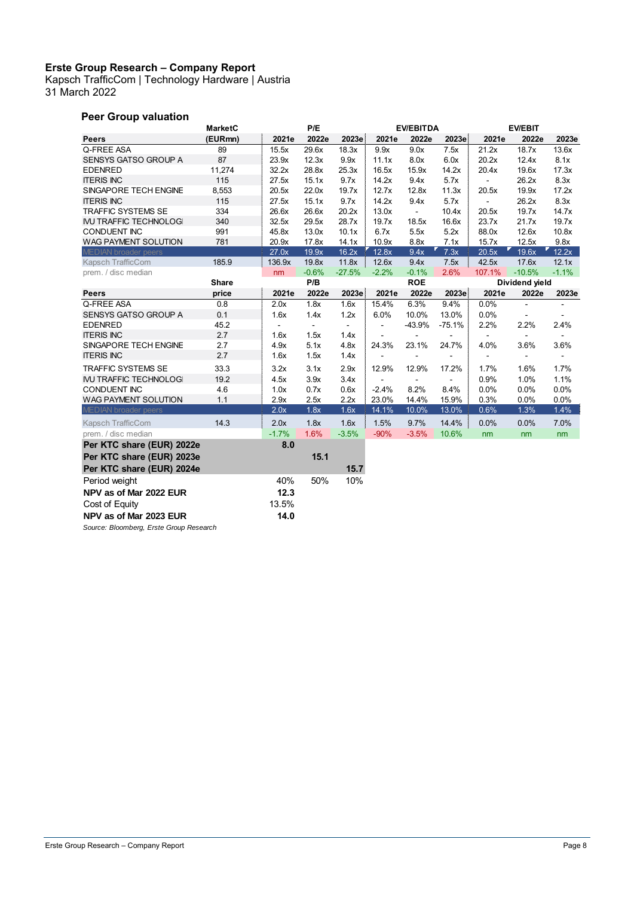**Erste Group Research – Company Report**
Kapsch TrafficCom | Technology Hardware | Austria
31 March 2022

### Peer Group valuation

| Peers | MarketC (EURmn) | P/E 2021e | P/E 2022e | P/E 2023e | EV/EBITDA 2021e | EV/EBITDA 2022e | EV/EBITDA 2023e | EV/EBIT 2021e | EV/EBIT 2022e | EV/EBIT 2023e |
|---|---|---|---|---|---|---|---|---|---|---|
| Q-FREE ASA | 89 | 15.5x | 29.6x | 18.3x | 9.9x | 9.0x | 7.5x | 21.2x | 18.7x | 13.6x |
| SENSYS GATSO GROUP A | 87 | 23.9x | 12.3x | 9.9x | 11.1x | 8.0x | 6.0x | 20.2x | 12.4x | 8.1x |
| EDENRED | 11,274 | 32.2x | 28.8x | 25.3x | 16.5x | 15.9x | 14.2x | 20.4x | 19.6x | 17.3x |
| ITERIS INC | 115 | 27.5x | 15.1x | 9.7x | 14.2x | 9.4x | 5.7x | - | 26.2x | 8.3x |
| SINGAPORE TECH ENGINE | 8,553 | 20.5x | 22.0x | 19.7x | 12.7x | 12.8x | 11.3x | 20.5x | 19.9x | 17.2x |
| ITERIS INC | 115 | 27.5x | 15.1x | 9.7x | 14.2x | 9.4x | 5.7x | - | 26.2x | 8.3x |
| TRAFFIC SYSTEMS SE | 334 | 26.6x | 26.6x | 20.2x | 13.0x | - | 10.4x | 20.5x | 19.7x | 14.7x |
| IVU TRAFFIC TECHNOLOGI | 340 | 32.5x | 29.5x | 28.7x | 19.7x | 18.5x | 16.6x | 23.7x | 21.7x | 19.7x |
| CONDUENT INC | 991 | 45.8x | 13.0x | 10.1x | 6.7x | 5.5x | 5.2x | 88.0x | 12.6x | 10.8x |
| WAG PAYMENT SOLUTION | 781 | 20.9x | 17.8x | 14.1x | 10.9x | 8.8x | 7.1x | 15.7x | 12.5x | 9.8x |
| MEDIAN broader peers | | 27.0x | 19.9x | 16.2x | 12.8x | 9.4x | 7.3x | 20.5x | 19.6x | 12.2x |
| Kapsch TrafficCom | 185.9 | 136.9x | 19.8x | 11.8x | 12.6x | 9.4x | 7.5x | 42.5x | 17.6x | 12.1x |
| prem. / disc median | | nm | -0.6% | -27.5% | -2.2% | -0.1% | 2.6% | 107.1% | -10.5% | -1.1% |

| Peers | Share price | P/B 2021e | P/B 2022e | P/B 2023e | ROE 2021e | ROE 2022e | ROE 2023e | Dividend yield 2021e | Dividend yield 2022e | Dividend yield 2023e |
|---|---|---|---|---|---|---|---|---|---|---|
| Q-FREE ASA | 0.8 | 2.0x | 1.8x | 1.6x | 15.4% | 6.3% | 9.4% | 0.0% | - | - |
| SENSYS GATSO GROUP A | 0.1 | 1.6x | 1.4x | 1.2x | 6.0% | 10.0% | 13.0% | 0.0% | - | - |
| EDENRED | 45.2 | - | - | - | - | -43.9% | -75.1% | 2.2% | 2.2% | 2.4% |
| ITERIS INC | 2.7 | 1.6x | 1.5x | 1.4x | - | - | - | - | - | - |
| SINGAPORE TECH ENGINE | 2.7 | 4.9x | 5.1x | 4.8x | 24.3% | 23.1% | 24.7% | 4.0% | 3.6% | 3.6% |
| ITERIS INC | 2.7 | 1.6x | 1.5x | 1.4x | - | - | - | - | - | - |
| TRAFFIC SYSTEMS SE | 33.3 | 3.2x | 3.1x | 2.9x | 12.9% | 12.9% | 17.2% | 1.7% | 1.6% | 1.7% |
| IVU TRAFFIC TECHNOLOGI | 19.2 | 4.5x | 3.9x | 3.4x | - | - | - | 0.9% | 1.0% | 1.1% |
| CONDUENT INC | 4.6 | 1.0x | 0.7x | 0.6x | -2.4% | 8.2% | 8.4% | 0.0% | 0.0% | 0.0% |
| WAG PAYMENT SOLUTION | 1.1 | 2.9x | 2.5x | 2.2x | 23.0% | 14.4% | 15.9% | 0.3% | 0.0% | 0.0% |
| MEDIAN broader peers | | 2.0x | 1.8x | 1.6x | 14.1% | 10.0% | 13.0% | 0.6% | 1.3% | 1.4% |
| Kapsch TrafficCom | 14.3 | 2.0x | 1.8x | 1.6x | 1.5% | 9.7% | 14.4% | 0.0% | 0.0% | 7.0% |
| prem. / disc median | | -1.7% | 1.6% | -3.5% | -90% | -3.5% | 10.6% | nm | nm | nm |

| | | | |
|---|---|---|---|
| **Per KTC share (EUR) 2022e** | **8.0** | | |
| **Per KTC share (EUR) 2023e** | | **15.1** | |
| **Per KTC share (EUR) 2024e** | | | **15.7** |
| Period weight | 40% | 50% | 10% |
| **NPV as of Mar 2022 EUR** | **12.3** | | |
| Cost of Equity | 13.5% | | |
| **NPV as of Mar 2023 EUR** | **14.0** | | |

*Source: Bloomberg, Erste Group Research*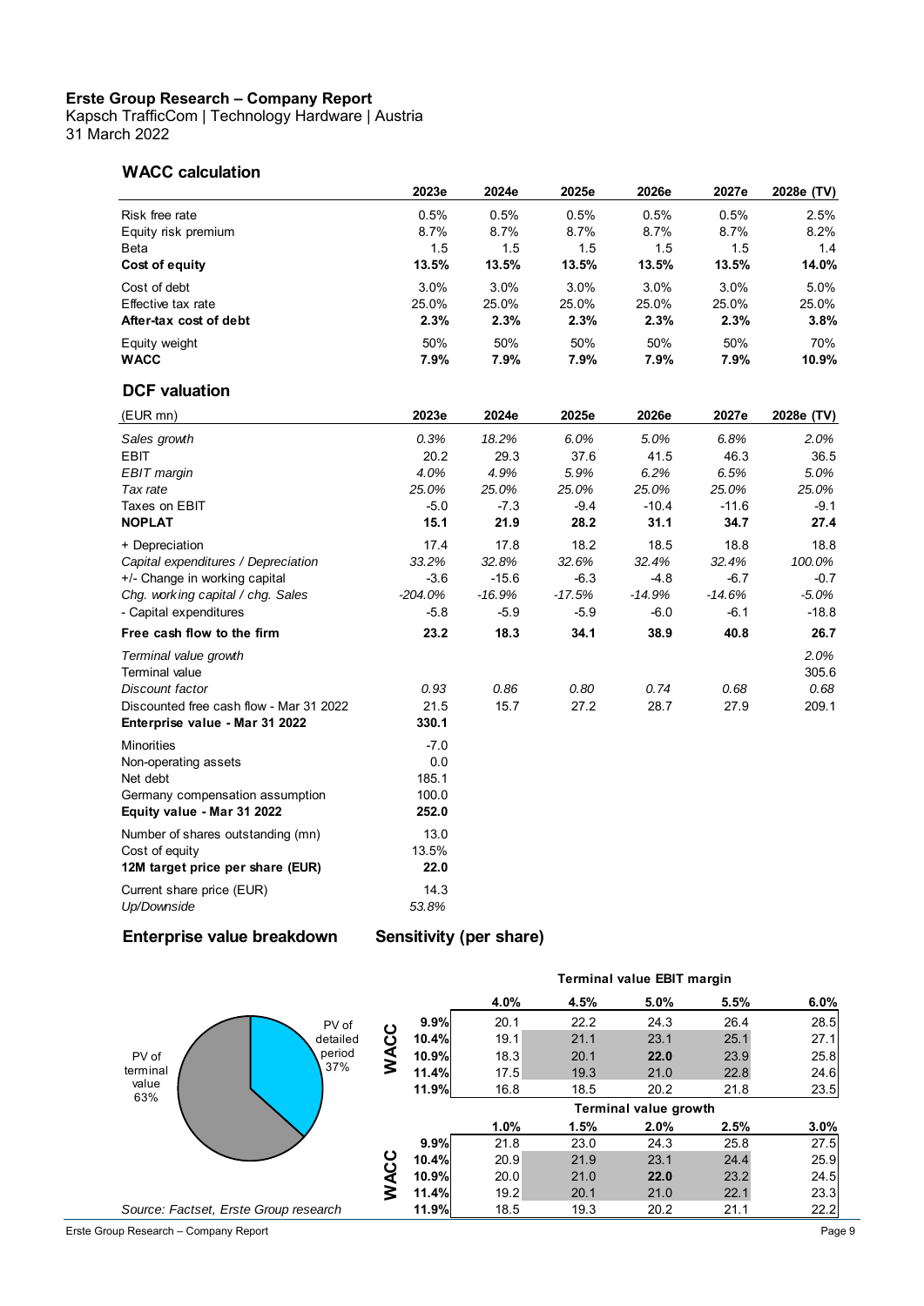## WACC calculation

| | 2023e | 2024e | 2025e | 2026e | 2027e | 2028e (TV) |
|---|---|---|---|---|---|---|
| Risk free rate | 0.5% | 0.5% | 0.5% | 0.5% | 0.5% | 2.5% |
| Equity risk premium | 8.7% | 8.7% | 8.7% | 8.7% | 8.7% | 8.2% |
| Beta | 1.5 | 1.5 | 1.5 | 1.5 | 1.5 | 1.4 |
| **Cost of equity** | **13.5%** | **13.5%** | **13.5%** | **13.5%** | **13.5%** | **14.0%** |
| Cost of debt | 3.0% | 3.0% | 3.0% | 3.0% | 3.0% | 5.0% |
| Effective tax rate | 25.0% | 25.0% | 25.0% | 25.0% | 25.0% | 25.0% |
| **After-tax cost of debt** | **2.3%** | **2.3%** | **2.3%** | **2.3%** | **2.3%** | **3.8%** |
| Equity weight | 50% | 50% | 50% | 50% | 50% | 70% |
| **WACC** | **7.9%** | **7.9%** | **7.9%** | **7.9%** | **7.9%** | **10.9%** |

## DCF valuation

| (EUR mn) | 2023e | 2024e | 2025e | 2026e | 2027e | 2028e (TV) |
|---|---|---|---|---|---|---|
| *Sales growth* | *0.3%* | *18.2%* | *6.0%* | *5.0%* | *6.8%* | *2.0%* |
| EBIT | 20.2 | 29.3 | 37.6 | 41.5 | 46.3 | 36.5 |
| *EBIT margin* | *4.0%* | *4.9%* | *5.9%* | *6.2%* | *6.5%* | *5.0%* |
| *Tax rate* | *25.0%* | *25.0%* | *25.0%* | *25.0%* | *25.0%* | *25.0%* |
| Taxes on EBIT | -5.0 | -7.3 | -9.4 | -10.4 | -11.6 | -9.1 |
| **NOPLAT** | **15.1** | **21.9** | **28.2** | **31.1** | **34.7** | **27.4** |
| + Depreciation | 17.4 | 17.8 | 18.2 | 18.5 | 18.8 | 18.8 |
| *Capital expenditures / Depreciation* | *33.2%* | *32.8%* | *32.6%* | *32.4%* | *32.4%* | *100.0%* |
| +/- Change in working capital | -3.6 | -15.6 | -6.3 | -4.8 | -6.7 | -0.7 |
| *Chg. working capital / chg. Sales* | *-204.0%* | *-16.9%* | *-17.5%* | *-14.9%* | *-14.6%* | *-5.0%* |
| - Capital expenditures | -5.8 | -5.9 | -5.9 | -6.0 | -6.1 | -18.8 |
| **Free cash flow to the firm** | **23.2** | **18.3** | **34.1** | **38.9** | **40.8** | **26.7** |
| *Terminal value growth* | | | | | | *2.0%* |
| Terminal value | | | | | | 305.6 |
| *Discount factor* | *0.93* | *0.86* | *0.80* | *0.74* | *0.68* | *0.68* |
| Discounted free cash flow - Mar 31 2022 | 21.5 | 15.7 | 27.2 | 28.7 | 27.9 | 209.1 |
| **Enterprise value - Mar 31 2022** | **330.1** | | | | | |
| Minorities | -7.0 | | | | | |
| Non-operating assets | 0.0 | | | | | |
| Net debt | 185.1 | | | | | |
| Germany compensation assumption | 100.0 | | | | | |
| **Equity value - Mar 31 2022** | **252.0** | | | | | |
| Number of shares outstanding (mn) | 13.0 | | | | | |
| Cost of equity | 13.5% | | | | | |
| **12M target price per share (EUR)** | **22.0** | | | | | |
| Current share price (EUR) | 14.3 | | | | | |
| *Up/Downside* | *53.8%* | | | | | |

## Enterprise value breakdown

PV of detailed period 37%

PV of terminal value 63%

Source: Factset, Erste Group research

## Sensitivity (per share)

| WACC | Terminal value EBIT margin | | | | |
|---|---|---|---|---|---|
| | 4.0% | 4.5% | 5.0% | 5.5% | 6.0% |
| 9.9% | 20.1 | 22.2 | 24.3 | 26.4 | 28.5 |
| 10.4% | 19.1 | 21.1 | 23.1 | 25.1 | 27.1 |
| 10.9% | 18.3 | 20.1 | **22.0** | 23.9 | 25.8 |
| 11.4% | 17.5 | 19.3 | 21.0 | 22.8 | 24.6 |
| 11.9% | 16.8 | 18.5 | 20.2 | 21.8 | 23.5 |

| WACC | Terminal value growth | | | | |
|---|---|---|---|---|---|
| | 1.0% | 1.5% | 2.0% | 2.5% | 3.0% |
| 9.9% | 21.8 | 23.0 | 24.3 | 25.8 | 27.5 |
| 10.4% | 20.9 | 21.9 | 23.1 | 24.4 | 25.9 |
| 10.9% | 20.0 | 21.0 | **22.0** | 23.2 | 24.5 |
| 11.4% | 19.2 | 20.1 | 21.0 | 22.1 | 23.3 |
| 11.9% | 18.5 | 19.3 | 20.2 | 21.1 | 22.2 |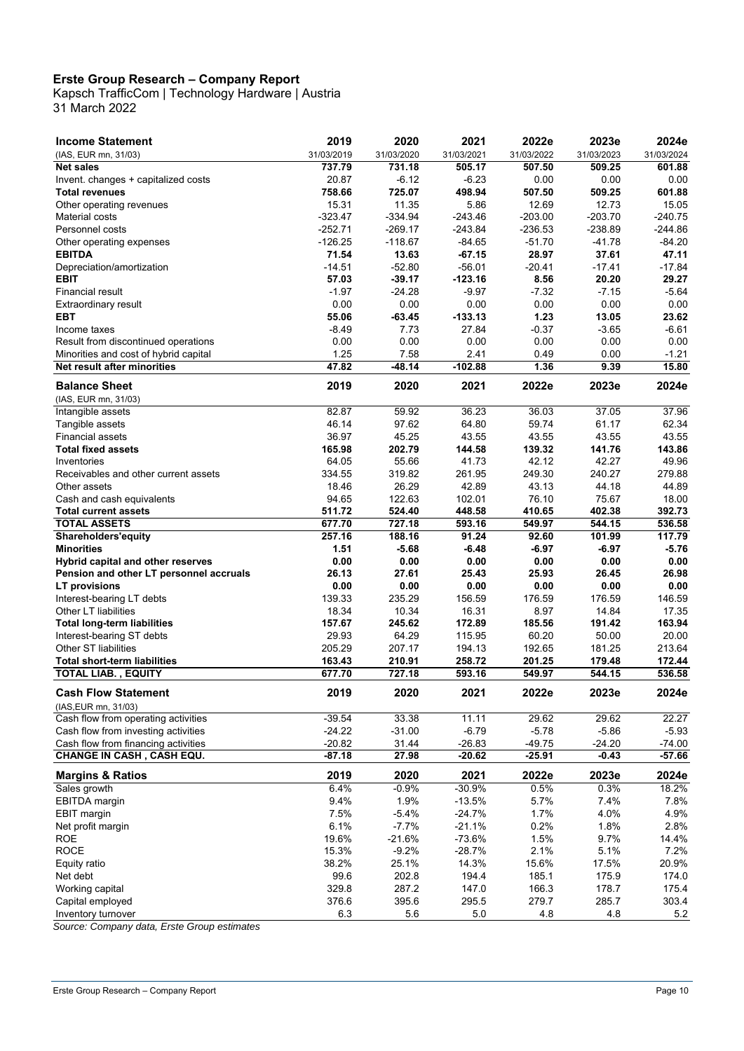**Erste Group Research – Company Report**
Kapsch TrafficCom | Technology Hardware | Austria
31 March 2022

| **Income Statement** | **2019** | **2020** | **2021** | **2022e** | **2023e** | **2024e** |
|---|---|---|---|---|---|---|
| (IAS, EUR mn, 31/03) | 31/03/2019 | 31/03/2020 | 31/03/2021 | 31/03/2022 | 31/03/2023 | 31/03/2024 |
| **Net sales** | **737.79** | **731.18** | **505.17** | **507.50** | **509.25** | **601.88** |
| Invent. changes + capitalized costs | 20.87 | -6.12 | -6.23 | 0.00 | 0.00 | 0.00 |
| **Total revenues** | **758.66** | **725.07** | **498.94** | **507.50** | **509.25** | **601.88** |
| Other operating revenues | 15.31 | 11.35 | 5.86 | 12.69 | 12.73 | 15.05 |
| Material costs | -323.47 | -334.94 | -243.46 | -203.00 | -203.70 | -240.75 |
| Personnel costs | -252.71 | -269.17 | -243.84 | -236.53 | -238.89 | -244.86 |
| Other operating expenses | -126.25 | -118.67 | -84.65 | -51.70 | -41.78 | -84.20 |
| **EBITDA** | **71.54** | **13.63** | **-67.15** | **28.97** | **37.61** | **47.11** |
| Depreciation/amortization | -14.51 | -52.80 | -56.01 | -20.41 | -17.41 | -17.84 |
| **EBIT** | **57.03** | **-39.17** | **-123.16** | **8.56** | **20.20** | **29.27** |
| Financial result | -1.97 | -24.28 | -9.97 | -7.32 | -7.15 | -5.64 |
| Extraordinary result | 0.00 | 0.00 | 0.00 | 0.00 | 0.00 | 0.00 |
| **EBT** | **55.06** | **-63.45** | **-133.13** | **1.23** | **13.05** | **23.62** |
| Income taxes | -8.49 | 7.73 | 27.84 | -0.37 | -3.65 | -6.61 |
| Result from discontinued operations | 0.00 | 0.00 | 0.00 | 0.00 | 0.00 | 0.00 |
| Minorities and cost of hybrid capital | 1.25 | 7.58 | 2.41 | 0.49 | 0.00 | -1.21 |
| **Net result after minorities** | **47.82** | **-48.14** | **-102.88** | **1.36** | **9.39** | **15.80** |

| **Balance Sheet** | **2019** | **2020** | **2021** | **2022e** | **2023e** | **2024e** |
|---|---|---|---|---|---|---|
| (IAS, EUR mn, 31/03) | | | | | | |
| Intangible assets | 82.87 | 59.92 | 36.23 | 36.03 | 37.05 | 37.96 |
| Tangible assets | 46.14 | 97.62 | 64.80 | 59.74 | 61.17 | 62.34 |
| Financial assets | 36.97 | 45.25 | 43.55 | 43.55 | 43.55 | 43.55 |
| **Total fixed assets** | **165.98** | **202.79** | **144.58** | **139.32** | **141.76** | **143.86** |
| Inventories | 64.05 | 55.66 | 41.73 | 42.12 | 42.27 | 49.96 |
| Receivables and other current assets | 334.55 | 319.82 | 261.95 | 249.30 | 240.27 | 279.88 |
| Other assets | 18.46 | 26.29 | 42.89 | 43.13 | 44.18 | 44.89 |
| Cash and cash equivalents | 94.65 | 122.63 | 102.01 | 76.10 | 75.67 | 18.00 |
| **Total current assets** | **511.72** | **524.40** | **448.58** | **410.65** | **402.38** | **392.73** |
| **TOTAL ASSETS** | **677.70** | **727.18** | **593.16** | **549.97** | **544.15** | **536.58** |
| **Shareholders'equity** | **257.16** | **188.16** | **91.24** | **92.60** | **101.99** | **117.79** |
| **Minorities** | **1.51** | **-5.68** | **-6.48** | **-6.97** | **-6.97** | **-5.76** |
| **Hybrid capital and other reserves** | **0.00** | **0.00** | **0.00** | **0.00** | **0.00** | **0.00** |
| **Pension and other LT personnel accruals** | **26.13** | **27.61** | **25.43** | **25.93** | **26.45** | **26.98** |
| **LT provisions** | **0.00** | **0.00** | **0.00** | **0.00** | **0.00** | **0.00** |
| Interest-bearing LT debts | 139.33 | 235.29 | 156.59 | 176.59 | 176.59 | 146.59 |
| Other LT liabilities | 18.34 | 10.34 | 16.31 | 8.97 | 14.84 | 17.35 |
| **Total long-term liabilities** | **157.67** | **245.62** | **172.89** | **185.56** | **191.42** | **163.94** |
| Interest-bearing ST debts | 29.93 | 64.29 | 115.95 | 60.20 | 50.00 | 20.00 |
| Other ST liabilities | 205.29 | 207.17 | 194.13 | 192.65 | 181.25 | 213.64 |
| **Total short-term liabilities** | **163.43** | **210.91** | **258.72** | **201.25** | **179.48** | **172.44** |
| **TOTAL LIAB. , EQUITY** | **677.70** | **727.18** | **593.16** | **549.97** | **544.15** | **536.58** |

| **Cash Flow Statement** | **2019** | **2020** | **2021** | **2022e** | **2023e** | **2024e** |
|---|---|---|---|---|---|---|
| (IAS,EUR mn, 31/03) | | | | | | |
| Cash flow from operating activities | -39.54 | 33.38 | 11.11 | 29.62 | 29.62 | 22.27 |
| Cash flow from investing activities | -24.22 | -31.00 | -6.79 | -5.78 | -5.86 | -5.93 |
| Cash flow from financing activities | -20.82 | 31.44 | -26.83 | -49.75 | -24.20 | -74.00 |
| **CHANGE IN CASH , CASH EQU.** | **-87.18** | **27.98** | **-20.62** | **-25.91** | **-0.43** | **-57.66** |

| **Margins & Ratios** | **2019** | **2020** | **2021** | **2022e** | **2023e** | **2024e** |
|---|---|---|---|---|---|---|
| Sales growth | 6.4% | -0.9% | -30.9% | 0.5% | 0.3% | 18.2% |
| EBITDA margin | 9.4% | 1.9% | -13.5% | 5.7% | 7.4% | 7.8% |
| EBIT margin | 7.5% | -5.4% | -24.7% | 1.7% | 4.0% | 4.9% |
| Net profit margin | 6.1% | -7.7% | -21.1% | 0.2% | 1.8% | 2.8% |
| ROE | 19.6% | -21.6% | -73.6% | 1.5% | 9.7% | 14.4% |
| ROCE | 15.3% | -9.2% | -28.7% | 2.1% | 5.1% | 7.2% |
| Equity ratio | 38.2% | 25.1% | 14.3% | 15.6% | 17.5% | 20.9% |
| Net debt | 99.6 | 202.8 | 194.4 | 185.1 | 175.9 | 174.0 |
| Working capital | 329.8 | 287.2 | 147.0 | 166.3 | 178.7 | 175.4 |
| Capital employed | 376.6 | 395.6 | 295.5 | 279.7 | 285.7 | 303.4 |
| Inventory turnover | 6.3 | 5.6 | 5.0 | 4.8 | 4.8 | 5.2 |

*Source: Company data, Erste Group estimates*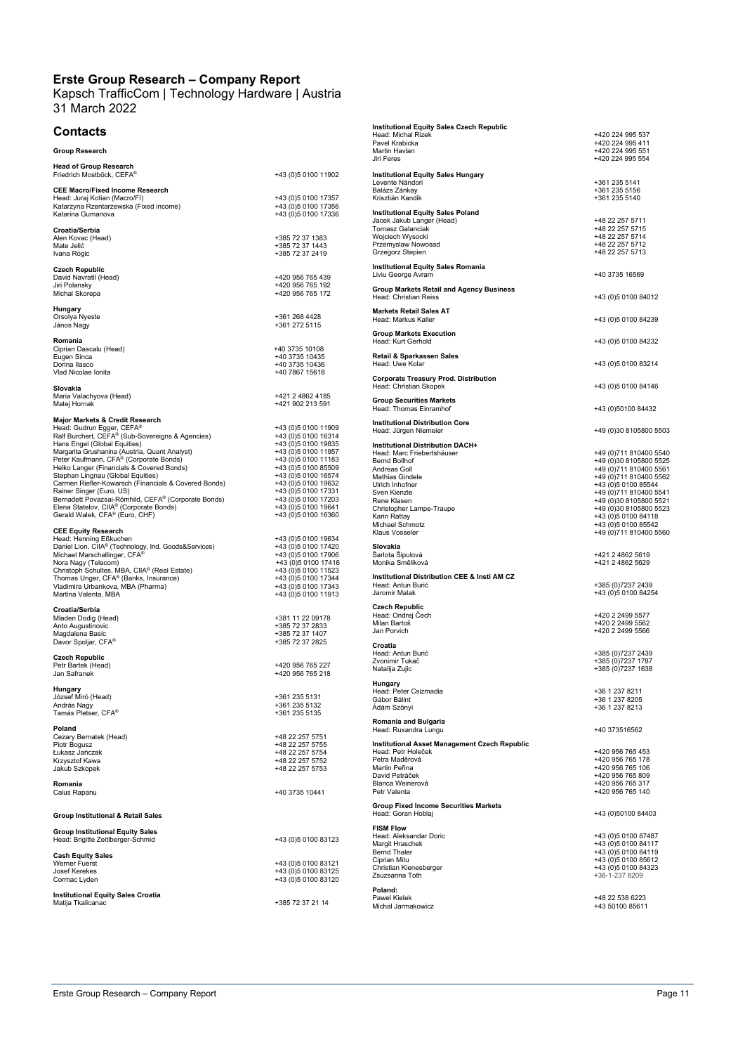# Erste Group Research – Company Report

Kapsch TrafficCom | Technology Hardware | Austria
31 March 2022

## Contacts

**Group Research**

**Head of Group Research**
Friedrich Mostböck, CEFA® +43 (0)5 0100 11902

**CEE Macro/Fixed Income Research**
Head: Juraj Kotian (Macro/FI) +43 (0)5 0100 17357
Katarzyna Rzentarzewska (Fixed income) +43 (0)5 0100 17356
Katarina Gumanova +43 (0)5 0100 17336

**Croatia/Serbia**
Alen Kovac (Head) +385 72 37 1383
Mate Jelić +385 72 37 1443
Ivana Rogic +385 72 37 2419

**Czech Republic**
David Navratil (Head) +420 956 765 439
Jiri Polansky +420 956 765 192
Michal Skorepa +420 956 765 172

**Hungary**
Orsolya Nyeste +361 268 4428
János Nagy +361 272 5115

**Romania**
Ciprian Dascalu (Head) +40 3735 10108
Eugen Sinca +40 3735 10435
Dorina Ilasco +40 3735 10436
Vlad Nicolae Ionita +40 7867 15618

**Slovakia**
Maria Valachyova (Head) +421 2 4862 4185
Matej Hornak +421 902 213 591

**Major Markets & Credit Research**
Head: Gudrun Egger, CEFA® +43 (0)5 0100 11909
Ralf Burchert, CEFA® (Sub-Sovereigns & Agencies) +43 (0)5 0100 16314
Hans Engel (Global Equities) +43 (0)5 0100 19835
Margarita Grushanina (Austria, Quant Analyst) +43 (0)5 0100 11957
Peter Kaufmann, CFA® (Corporate Bonds) +43 (0)5 0100 11183
Heiko Langer (Financials & Covered Bonds) +43 (0)5 0100 85509
Stephan Lingnau (Global Equities) +43 (0)5 0100 16574
Carmen Riefler-Kowarsch (Financials & Covered Bonds) +43 (0)5 0100 19632
Rainer Singer (Euro, US) +43 (0)5 0100 17331
Bernadett Povazsai-Römhild, CEFA® (Corporate Bonds) +43 (0)5 0100 17203
Elena Statelov, CIIA® (Corporate Bonds) +43 (0)5 0100 19641
Gerald Walek, CFA® (Euro, CHF) +43 (0)5 0100 16360

**CEE Equity Research**
Head: Henning Eßkuchen +43 (0)5 0100 19634
Daniel Lion, CIIA® (Technology, Ind. Goods&Services) +43 (0)5 0100 17420
Michael Marschallinger, CFA® +43 (0)5 0100 17906
Nora Nagy (Telecom) +43 (0)5 0100 17416
Christoph Schultes, MBA, CIIA® (Real Estate) +43 (0)5 0100 11523
Thomas Unger, CFA® (Banks, Insurance) +43 (0)5 0100 17344
Vladimira Urbankova, MBA (Pharma) +43 (0)5 0100 17343
Martina Valenta, MBA +43 (0)5 0100 11913

**Croatia/Serbia**
Mladen Dodig (Head) +381 11 22 09178
Anto Augustinovic +385 72 37 2833
Magdalena Basic +385 72 37 1407
Davor Spoljar, CFA® +385 72 37 2825

**Czech Republic**
Petr Bartek (Head) +420 956 765 227
Jan Safranek +420 956 765 218

**Hungary**
József Miró (Head) +361 235 5131
András Nagy +361 235 5132
Tamás Pletser, CFA® +361 235 5135

**Poland**
Cezary Bernatek (Head) +48 22 257 5751
Piotr Bogusz +48 22 257 5755
Łukasz Jańczak +48 22 257 5754
Krzysztof Kawa +48 22 257 5752
Jakub Szkopek +48 22 257 5753

**Romania**
Caius Rapanu +40 3735 10441

**Group Institutional & Retail Sales**

**Group Institutional Equity Sales**
Head: Brigitte Zeitlberger-Schmid +43 (0)5 0100 83123

**Cash Equity Sales**
Werner Fuerst +43 (0)5 0100 83121
Josef Kerekes +43 (0)5 0100 83125
Cormac Lyden +43 (0)5 0100 83120

**Institutional Equity Sales Croatia**
Matija Tkalicanac +385 72 37 21 14

**Institutional Equity Sales Czech Republic**
Head: Michal Rizek +420 224 995 537
Pavel Krabicka +420 224 995 411
Martin Havlan +420 224 995 551
Jiri Feres +420 224 995 554

**Institutional Equity Sales Hungary**
Levente Nándori +361 235 5141
Balázs Zánkay +361 235 5156
Krisztián Kandik +361 235 5140

**Institutional Equity Sales Poland**
Jacek Jakub Langer (Head) +48 22 257 5711
Tomasz Galanciak +48 22 257 5715
Wojciech Wysocki +48 22 257 5714
Przemyslaw Nowosad +48 22 257 5712
Grzegorz Stepien +48 22 257 5713

**Institutional Equity Sales Romania**
Liviu George Avram +40 3735 16569

**Group Markets Retail and Agency Business**
Head: Christian Reiss +43 (0)5 0100 84012

**Markets Retail Sales AT**
Head: Markus Kaller +43 (0)5 0100 84239

**Group Markets Execution**
Head: Kurt Gerhold +43 (0)5 0100 84232

**Retail & Sparkassen Sales**
Head: Uwe Kolar +43 (0)5 0100 83214

**Corporate Treasury Prod. Distribution**
Head: Christian Skopek +43 (0)5 0100 84146

**Group Securities Markets**
Head: Thomas Einramhof +43 (0)50100 84432

**Institutional Distribution Core**
Head: Jürgen Niemeier +49 (0)30 8105800 5503

**Institutional Distribution DACH+**
Head: Marc Friebertshäuser +49 (0)711 810400 5540
Bernd Bollhof +49 (0)30 8105800 5525
Andreas Goll +49 (0)711 810400 5561
Mathias Gindele +49 (0)711 810400 5562
Ulrich Inhofner +43 (0)5 0100 85544
Sven Kienzle +49 (0)711 810400 5541
Rene Klasen +49 (0)30 8105800 5521
Christopher Lampe-Traupe +49 (0)30 8105800 5523
Karin Rattay +43 (0)5 0100 84118
Michael Schmotz +43 (0)5 0100 85542
Klaus Vosseler +49 (0)711 810400 5560

**Slovakia**
Šarlota Šipulová +421 2 4862 5619
Monika Směliková +421 2 4862 5629

**Institutional Distribution CEE & Insti AM CZ**
Head: Antun Burić +385 (0)7237 2439
Jaromir Malak +43 (0)5 0100 84254

**Czech Republic**
Head: Ondrej Čech +420 2 2499 5577
Milan Bartoš +420 2 2499 5562
Jan Porvich +420 2 2499 5566

**Croatia**
Head: Antun Burić +385 (0)7237 2439
Zvonimir Tukač +385 (0)7237 1787
Natalija Zujic +385 (0)7237 1638

**Hungary**
Head: Peter Csizmadia +36 1 237 8211
Gábor Bálint +36 1 237 8205
Ádám Szönyi +36 1 237 8213

**Romania and Bulgaria**
Head: Ruxandra Lungu +40 373516562

**Institutional Asset Management Czech Republic**
Head: Petr Holeček +420 956 765 453
Petra Maděrová +420 956 765 178
Martin Peřina +420 956 765 106
David Petráček +420 956 765 809
Blanca Weinerová +420 956 765 317
Petr Valenta +420 956 765 140

**Group Fixed Income Securities Markets**
Head: Goran Hoblaj +43 (0)50100 84403

**FISM Flow**
Head: Aleksandar Doric +43 (0)5 0100 87487
Margit Hraschek +43 (0)5 0100 84117
Bernd Thaler +43 (0)5 0100 84119
Ciprian Mitu +43 (0)5 0100 85612
Christian Kienesberger +43 (0)5 0100 84323
Zsuzsanna Toth +36-1-237 8209

**Poland:**
Pawel Kielek +48 22 538 6223
Michal Jarmakowicz +43 50100 85611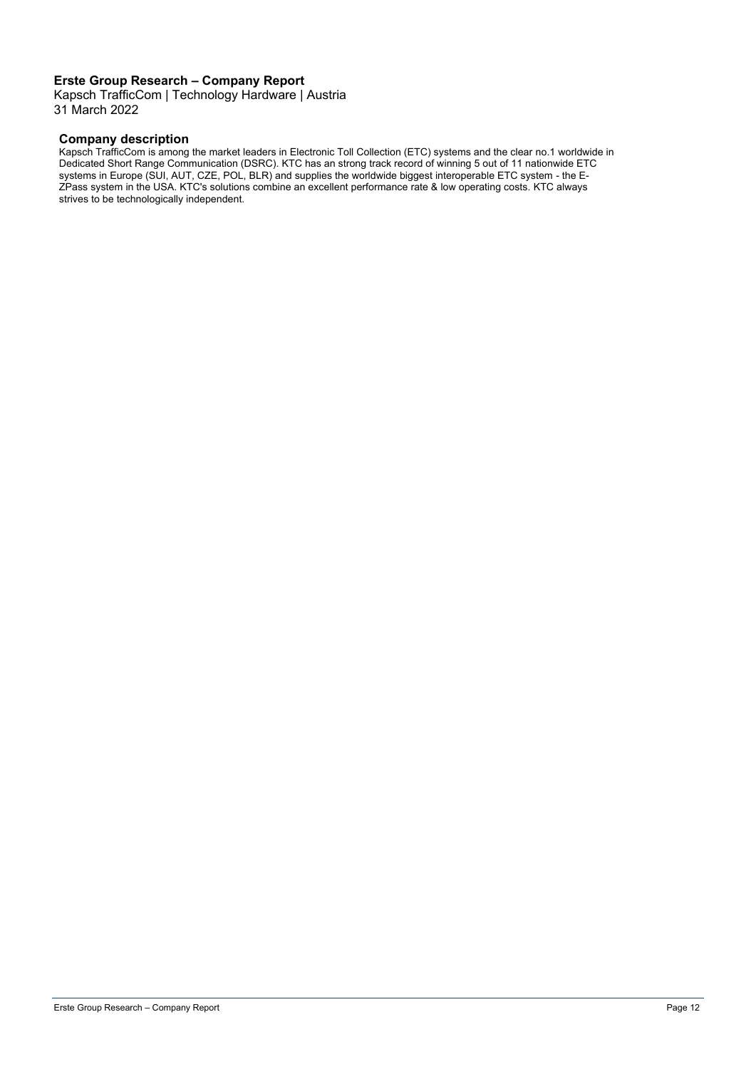## Company description

Kapsch TrafficCom is among the market leaders in Electronic Toll Collection (ETC) systems and the clear no.1 worldwide in Dedicated Short Range Communication (DSRC). KTC has an strong track record of winning 5 out of 11 nationwide ETC systems in Europe (SUI, AUT, CZE, POL, BLR) and supplies the worldwide biggest interoperable ETC system - the E-ZPass system in the USA. KTC's solutions combine an excellent performance rate & low operating costs. KTC always strives to be technologically independent.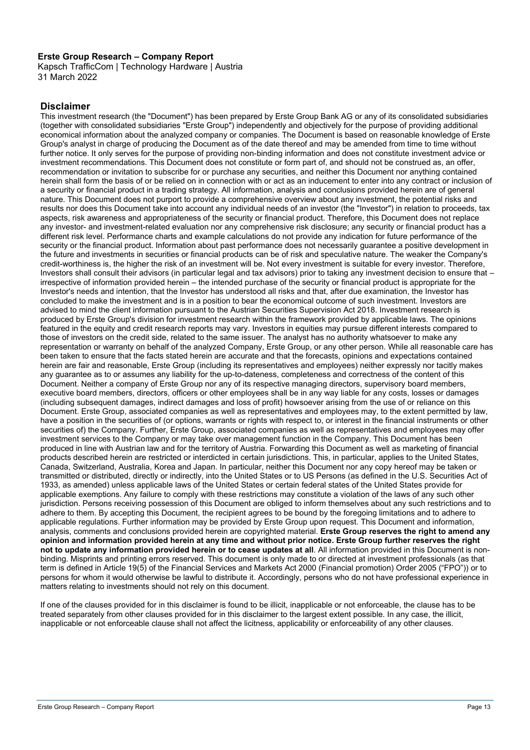## Disclaimer

This investment research (the "Document") has been prepared by Erste Group Bank AG or any of its consolidated subsidiaries (together with consolidated subsidiaries "Erste Group") independently and objectively for the purpose of providing additional economical information about the analyzed company or companies. The Document is based on reasonable knowledge of Erste Group's analyst in charge of producing the Document as of the date thereof and may be amended from time to time without further notice. It only serves for the purpose of providing non-binding information and does not constitute investment advice or investment recommendations. This Document does not constitute or form part of, and should not be construed as, an offer, recommendation or invitation to subscribe for or purchase any securities, and neither this Document nor anything contained herein shall form the basis of or be relied on in connection with or act as an inducement to enter into any contract or inclusion of a security or financial product in a trading strategy. All information, analysis and conclusions provided herein are of general nature. This Document does not purport to provide a comprehensive overview about any investment, the potential risks and results nor does this Document take into account any individual needs of an investor (the "Investor") in relation to proceeds, tax aspects, risk awareness and appropriateness of the security or financial product. Therefore, this Document does not replace any investor- and investment-related evaluation nor any comprehensive risk disclosure; any security or financial product has a different risk level. Performance charts and example calculations do not provide any indication for future performance of the security or the financial product. Information about past performance does not necessarily guarantee a positive development in the future and investments in securities or financial products can be of risk and speculative nature. The weaker the Company's credit-worthiness is, the higher the risk of an investment will be. Not every investment is suitable for every investor. Therefore, Investors shall consult their advisors (in particular legal and tax advisors) prior to taking any investment decision to ensure that – irrespective of information provided herein – the intended purchase of the security or financial product is appropriate for the Investor's needs and intention, that the Investor has understood all risks and that, after due examination, the Investor has concluded to make the investment and is in a position to bear the economical outcome of such investment. Investors are advised to mind the client information pursuant to the Austrian Securities Supervision Act 2018. Investment research is produced by Erste Group's division for investment research within the framework provided by applicable laws. The opinions featured in the equity and credit research reports may vary. Investors in equities may pursue different interests compared to those of investors on the credit side, related to the same issuer. The analyst has no authority whatsoever to make any representation or warranty on behalf of the analyzed Company, Erste Group, or any other person. While all reasonable care has been taken to ensure that the facts stated herein are accurate and that the forecasts, opinions and expectations contained herein are fair and reasonable, Erste Group (including its representatives and employees) neither expressly nor tacitly makes any guarantee as to or assumes any liability for the up-to-dateness, completeness and correctness of the content of this Document. Neither a company of Erste Group nor any of its respective managing directors, supervisory board members, executive board members, directors, officers or other employees shall be in any way liable for any costs, losses or damages (including subsequent damages, indirect damages and loss of profit) howsoever arising from the use of or reliance on this Document. Erste Group, associated companies as well as representatives and employees may, to the extent permitted by law, have a position in the securities of (or options, warrants or rights with respect to, or interest in the financial instruments or other securities of) the Company. Further, Erste Group, associated companies as well as representatives and employees may offer investment services to the Company or may take over management function in the Company. This Document has been produced in line with Austrian law and for the territory of Austria. Forwarding this Document as well as marketing of financial products described herein are restricted or interdicted in certain jurisdictions. This, in particular, applies to the United States, Canada, Switzerland, Australia, Korea and Japan. In particular, neither this Document nor any copy hereof may be taken or transmitted or distributed, directly or indirectly, into the United States or to US Persons (as defined in the U.S. Securities Act of 1933, as amended) unless applicable laws of the United States or certain federal states of the United States provide for applicable exemptions. Any failure to comply with these restrictions may constitute a violation of the laws of any such other jurisdiction. Persons receiving possession of this Document are obliged to inform themselves about any such restrictions and to adhere to them. By accepting this Document, the recipient agrees to be bound by the foregoing limitations and to adhere to applicable regulations. Further information may be provided by Erste Group upon request. This Document and information, analysis, comments and conclusions provided herein are copyrighted material. **Erste Group reserves the right to amend any opinion and information provided herein at any time and without prior notice. Erste Group further reserves the right not to update any information provided herein or to cease updates at all**. All information provided in this Document is non-binding. Misprints and printing errors reserved. This document is only made to or directed at investment professionals (as that term is defined in Article 19(5) of the Financial Services and Markets Act 2000 (Financial promotion) Order 2005 ("FPO")) or to persons for whom it would otherwise be lawful to distribute it. Accordingly, persons who do not have professional experience in matters relating to investments should not rely on this document.

If one of the clauses provided for in this disclaimer is found to be illicit, inapplicable or not enforceable, the clause has to be treated separately from other clauses provided for in this disclaimer to the largest extent possible. In any case, the illicit, inapplicable or not enforceable clause shall not affect the licitness, applicability or enforceability of any other clauses.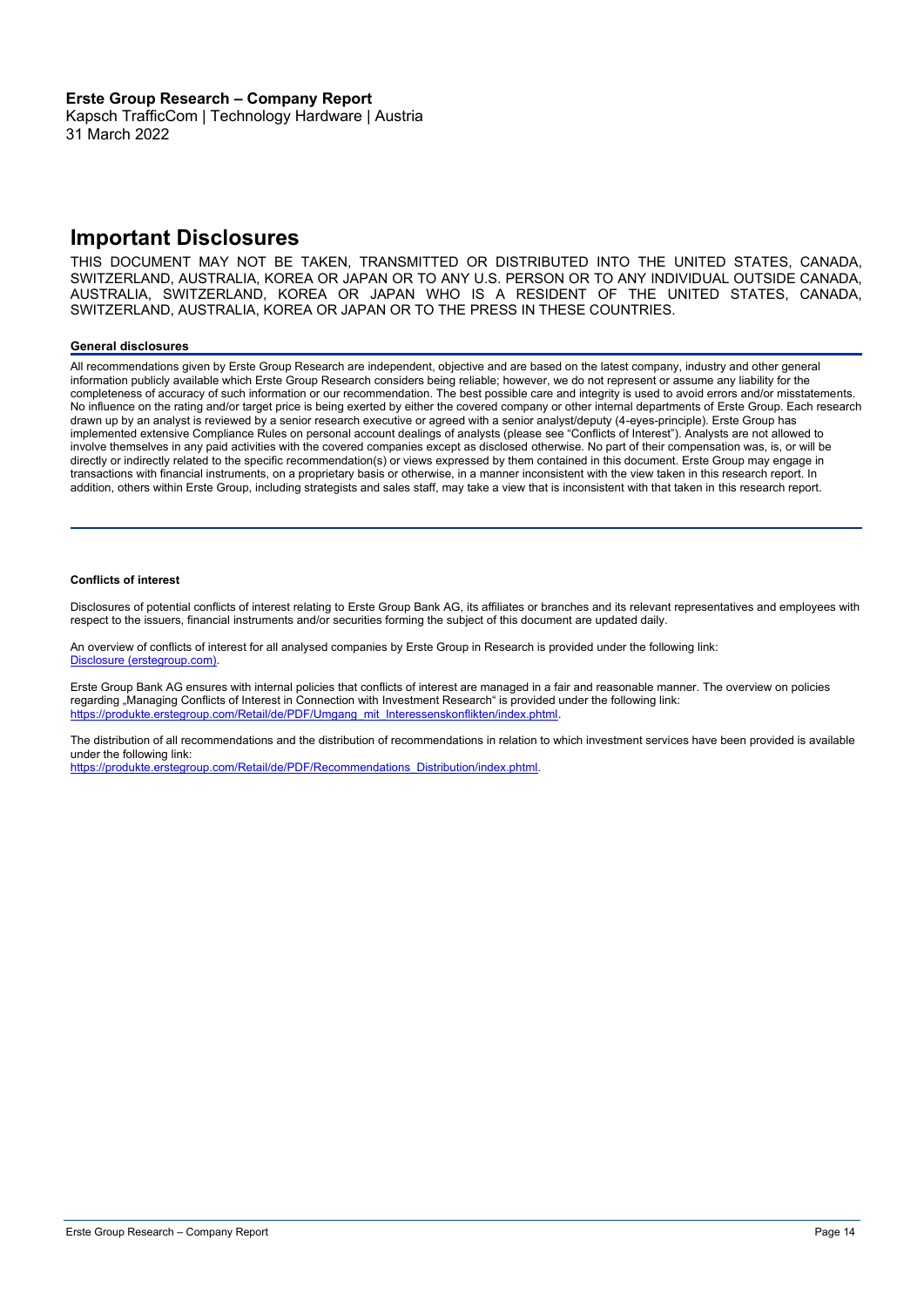# Important Disclosures

THIS DOCUMENT MAY NOT BE TAKEN, TRANSMITTED OR DISTRIBUTED INTO THE UNITED STATES, CANADA, SWITZERLAND, AUSTRALIA, KOREA OR JAPAN OR TO ANY U.S. PERSON OR TO ANY INDIVIDUAL OUTSIDE CANADA, AUSTRALIA, SWITZERLAND, KOREA OR JAPAN WHO IS A RESIDENT OF THE UNITED STATES, CANADA, SWITZERLAND, AUSTRALIA, KOREA OR JAPAN OR TO THE PRESS IN THESE COUNTRIES.

**General disclosures**

All recommendations given by Erste Group Research are independent, objective and are based on the latest company, industry and other general information publicly available which Erste Group Research considers being reliable; however, we do not represent or assume any liability for the completeness of accuracy of such information or our recommendation. The best possible care and integrity is used to avoid errors and/or misstatements. No influence on the rating and/or target price is being exerted by either the covered company or other internal departments of Erste Group. Each research drawn up by an analyst is reviewed by a senior research executive or agreed with a senior analyst/deputy (4-eyes-principle). Erste Group has implemented extensive Compliance Rules on personal account dealings of analysts (please see "Conflicts of Interest"). Analysts are not allowed to involve themselves in any paid activities with the covered companies except as disclosed otherwise. No part of their compensation was, is, or will be directly or indirectly related to the specific recommendation(s) or views expressed by them contained in this document. Erste Group may engage in transactions with financial instruments, on a proprietary basis or otherwise, in a manner inconsistent with the view taken in this research report. In addition, others within Erste Group, including strategists and sales staff, may take a view that is inconsistent with that taken in this research report.

**Conflicts of interest**

Disclosures of potential conflicts of interest relating to Erste Group Bank AG, its affiliates or branches and its relevant representatives and employees with respect to the issuers, financial instruments and/or securities forming the subject of this document are updated daily.

An overview of conflicts of interest for all analysed companies by Erste Group in Research is provided under the following link:
Disclosure (erstegroup.com).

Erste Group Bank AG ensures with internal policies that conflicts of interest are managed in a fair and reasonable manner. The overview on policies regarding „Managing Conflicts of Interest in Connection with Investment Research" is provided under the following link:
https://produkte.erstegroup.com/Retail/de/PDF/Umgang_mit_Interessenskonflikten/index.phtml.

The distribution of all recommendations and the distribution of recommendations in relation to which investment services have been provided is available under the following link:
https://produkte.erstegroup.com/Retail/de/PDF/Recommendations_Distribution/index.phtml.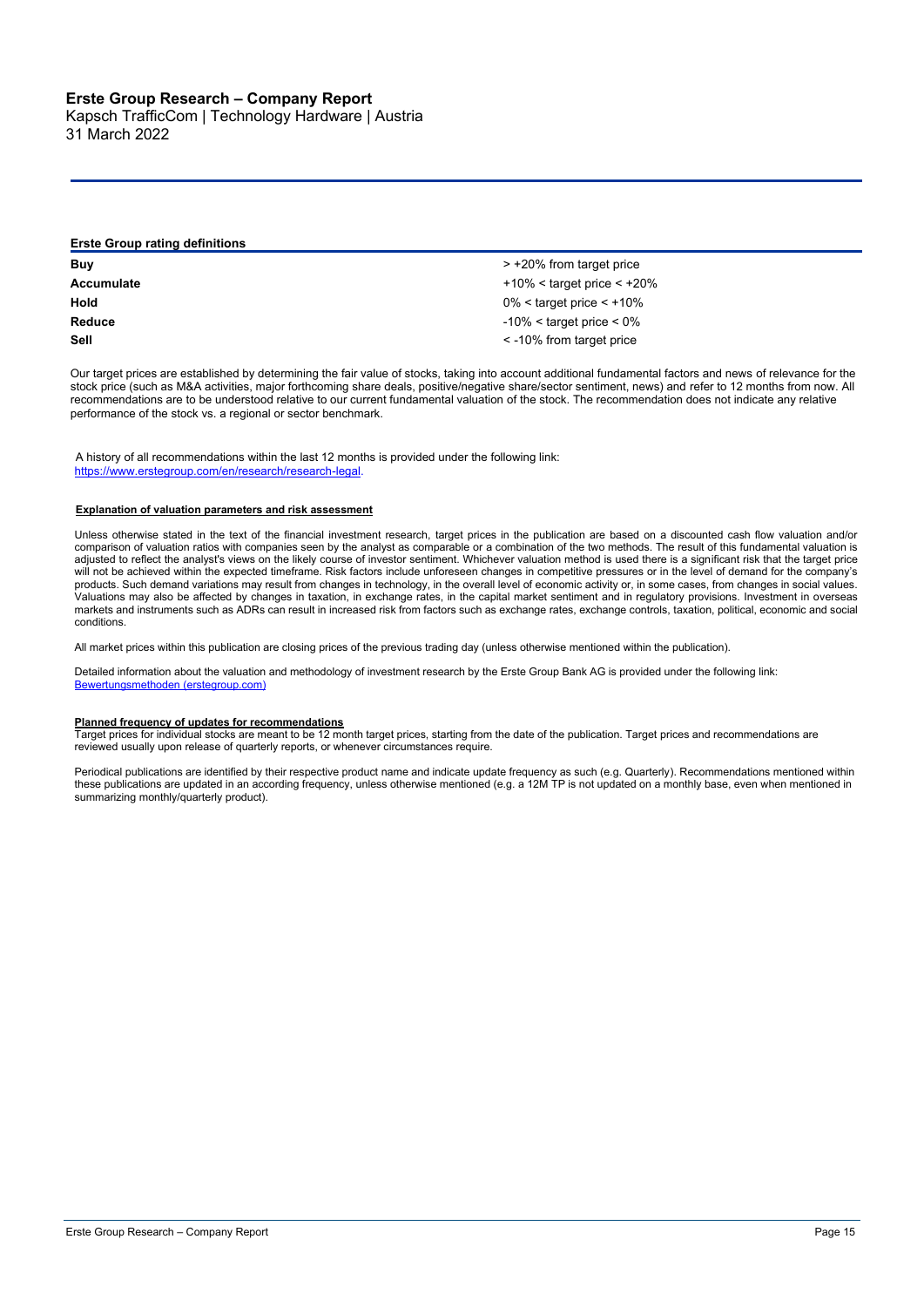## Erste Group rating definitions

| | |
|---|---|
| **Buy** | > +20% from target price |
| **Accumulate** | +10% < target price < +20% |
| **Hold** | 0% < target price < +10% |
| **Reduce** | -10% < target price < 0% |
| **Sell** | < -10% from target price |

Our target prices are established by determining the fair value of stocks, taking into account additional fundamental factors and news of relevance for the stock price (such as M&A activities, major forthcoming share deals, positive/negative share/sector sentiment, news) and refer to 12 months from now. All recommendations are to be understood relative to our current fundamental valuation of the stock. The recommendation does not indicate any relative performance of the stock vs. a regional or sector benchmark.

A history of all recommendations within the last 12 months is provided under the following link: https://www.erstegroup.com/en/research/research-legal.

### Explanation of valuation parameters and risk assessment

Unless otherwise stated in the text of the financial investment research, target prices in the publication are based on a discounted cash flow valuation and/or comparison of valuation ratios with companies seen by the analyst as comparable or a combination of the two methods. The result of this fundamental valuation is adjusted to reflect the analyst's views on the likely course of investor sentiment. Whichever valuation method is used there is a significant risk that the target price will not be achieved within the expected timeframe. Risk factors include unforeseen changes in competitive pressures or in the level of demand for the company's products. Such demand variations may result from changes in technology, in the overall level of economic activity or, in some cases, from changes in social values. Valuations may also be affected by changes in taxation, in exchange rates, in the capital market sentiment and in regulatory provisions. Investment in overseas markets and instruments such as ADRs can result in increased risk from factors such as exchange rates, exchange controls, taxation, political, economic and social conditions.

All market prices within this publication are closing prices of the previous trading day (unless otherwise mentioned within the publication).

Detailed information about the valuation and methodology of investment research by the Erste Group Bank AG is provided under the following link: Bewertungsmethoden (erstegroup.com)

### Planned frequency of updates for recommendations

Target prices for individual stocks are meant to be 12 month target prices, starting from the date of the publication. Target prices and recommendations are reviewed usually upon release of quarterly reports, or whenever circumstances require.

Periodical publications are identified by their respective product name and indicate update frequency as such (e.g. Quarterly). Recommendations mentioned within these publications are updated in an according frequency, unless otherwise mentioned (e.g. a 12M TP is not updated on a monthly base, even when mentioned in summarizing monthly/quarterly product).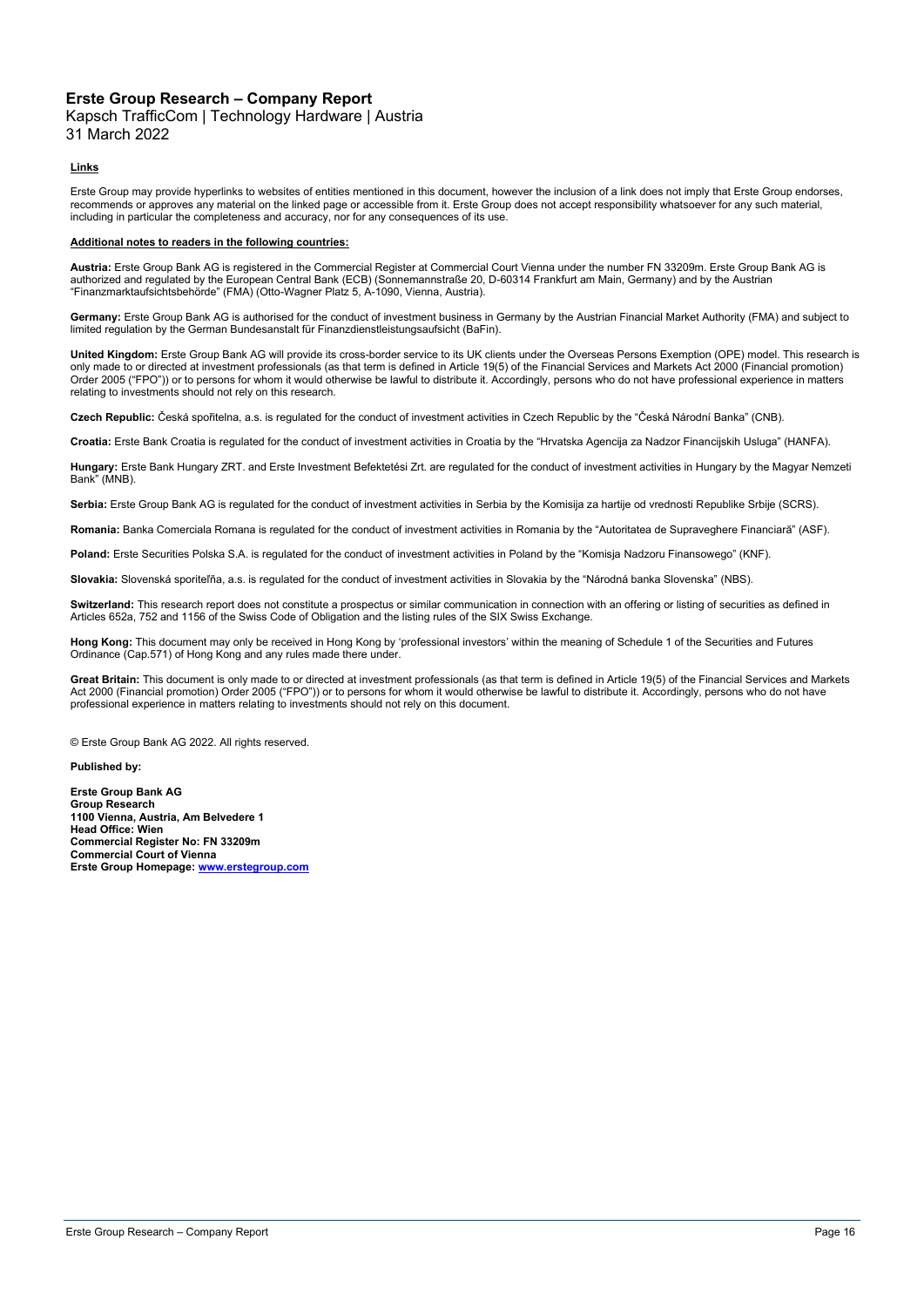**Links**

Erste Group may provide hyperlinks to websites of entities mentioned in this document, however the inclusion of a link does not imply that Erste Group endorses, recommends or approves any material on the linked page or accessible from it. Erste Group does not accept responsibility whatsoever for any such material, including in particular the completeness and accuracy, nor for any consequences of its use.

**Additional notes to readers in the following countries:**

**Austria:** Erste Group Bank AG is registered in the Commercial Register at Commercial Court Vienna under the number FN 33209m. Erste Group Bank AG is authorized and regulated by the European Central Bank (ECB) (Sonnemannstraße 20, D-60314 Frankfurt am Main, Germany) and by the Austrian "Finanzmarktaufsichtsbehörde" (FMA) (Otto-Wagner Platz 5, A-1090, Vienna, Austria).

**Germany:** Erste Group Bank AG is authorised for the conduct of investment business in Germany by the Austrian Financial Market Authority (FMA) and subject to limited regulation by the German Bundesanstalt für Finanzdienstleistungsaufsicht (BaFin).

**United Kingdom:** Erste Group Bank AG will provide its cross-border service to its UK clients under the Overseas Persons Exemption (OPE) model. This research is only made to or directed at investment professionals (as that term is defined in Article 19(5) of the Financial Services and Markets Act 2000 (Financial promotion) Order 2005 ("FPO")) or to persons for whom it would otherwise be lawful to distribute it. Accordingly, persons who do not have professional experience in matters relating to investments should not rely on this research.

**Czech Republic:** Česká spořitelna, a.s. is regulated for the conduct of investment activities in Czech Republic by the "Česká Národní Banka" (CNB).

**Croatia:** Erste Bank Croatia is regulated for the conduct of investment activities in Croatia by the "Hrvatska Agencija za Nadzor Financijskih Usluga" (HANFA).

**Hungary:** Erste Bank Hungary ZRT. and Erste Investment Befektetési Zrt. are regulated for the conduct of investment activities in Hungary by the Magyar Nemzeti Bank" (MNB).

**Serbia:** Erste Group Bank AG is regulated for the conduct of investment activities in Serbia by the Komisija za hartije od vrednosti Republike Srbije (SCRS).

**Romania:** Banka Comerciala Romana is regulated for the conduct of investment activities in Romania by the "Autoritatea de Supraveghere Financiară" (ASF).

**Poland:** Erste Securities Polska S.A. is regulated for the conduct of investment activities in Poland by the "Komisja Nadzoru Finansowego" (KNF).

**Slovakia:** Slovenská sporiteľňa, a.s. is regulated for the conduct of investment activities in Slovakia by the "Národná banka Slovenska" (NBS).

**Switzerland:** This research report does not constitute a prospectus or similar communication in connection with an offering or listing of securities as defined in Articles 652a, 752 and 1156 of the Swiss Code of Obligation and the listing rules of the SIX Swiss Exchange.

**Hong Kong:** This document may only be received in Hong Kong by 'professional investors' within the meaning of Schedule 1 of the Securities and Futures Ordinance (Cap.571) of Hong Kong and any rules made there under.

**Great Britain:** This document is only made to or directed at investment professionals (as that term is defined in Article 19(5) of the Financial Services and Markets Act 2000 (Financial promotion) Order 2005 ("FPO")) or to persons for whom it would otherwise be lawful to distribute it. Accordingly, persons who do not have professional experience in matters relating to investments should not rely on this document.

© Erste Group Bank AG 2022. All rights reserved.

**Published by:**

**Erste Group Bank AG**
**Group Research**
**1100 Vienna, Austria, Am Belvedere 1**
**Head Office: Wien**
**Commercial Register No: FN 33209m**
**Commercial Court of Vienna**
**Erste Group Homepage: www.erstegroup.com**